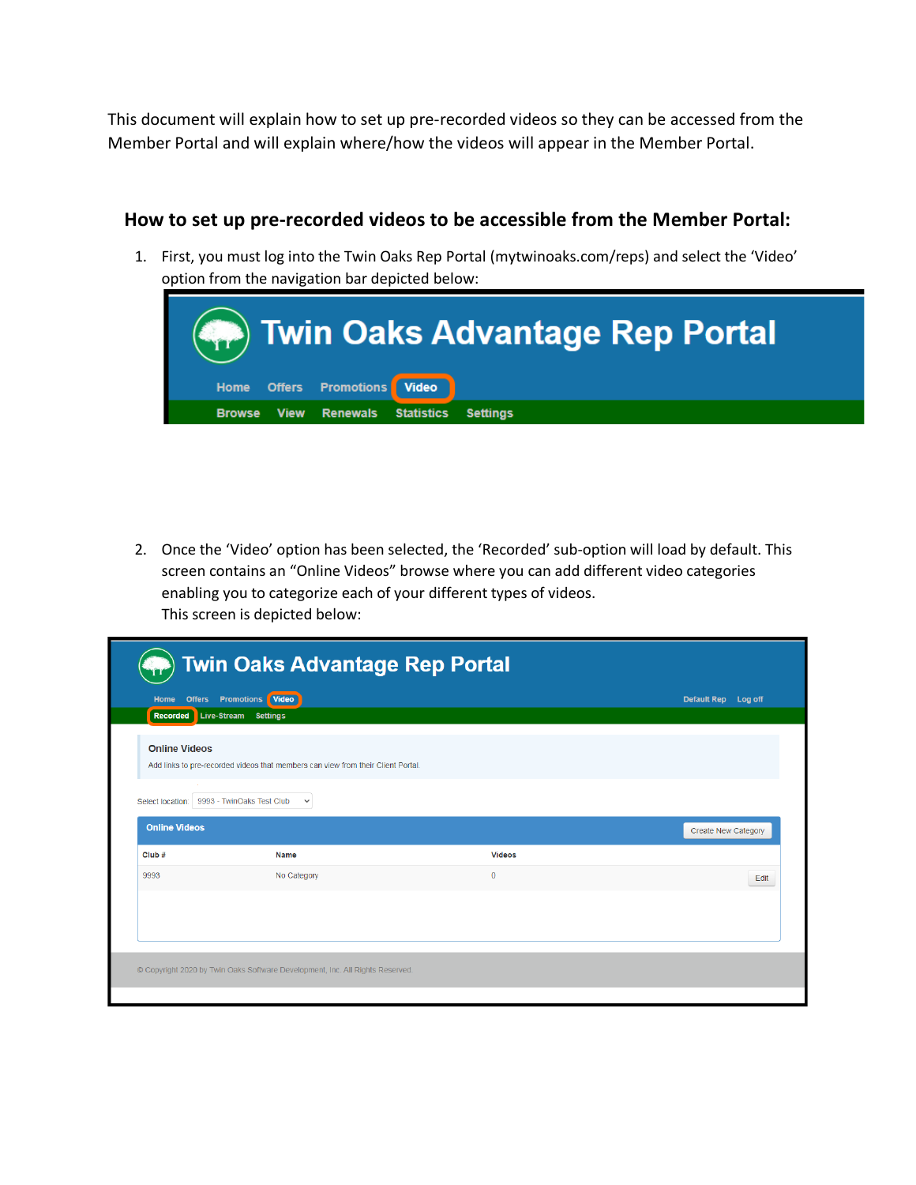This document will explain how to set up pre-recorded videos so they can be accessed from the Member Portal and will explain where/how the videos will appear in the Member Portal.

## How to set up pre-recorded videos to be accessible from the Member Portal:

1. First, you must log into the Twin Oaks Rep Portal (mytwinoaks.com/reps) and select the 'Video' option from the navigation bar depicted below:

2. Once the 'Video' option has been selected, the 'Recorded' sub-option will load by default. This screen contains an "Online Videos" browse where you can add different video categories enabling you to categorize each of your different types of videos.
   This screen is depicted below: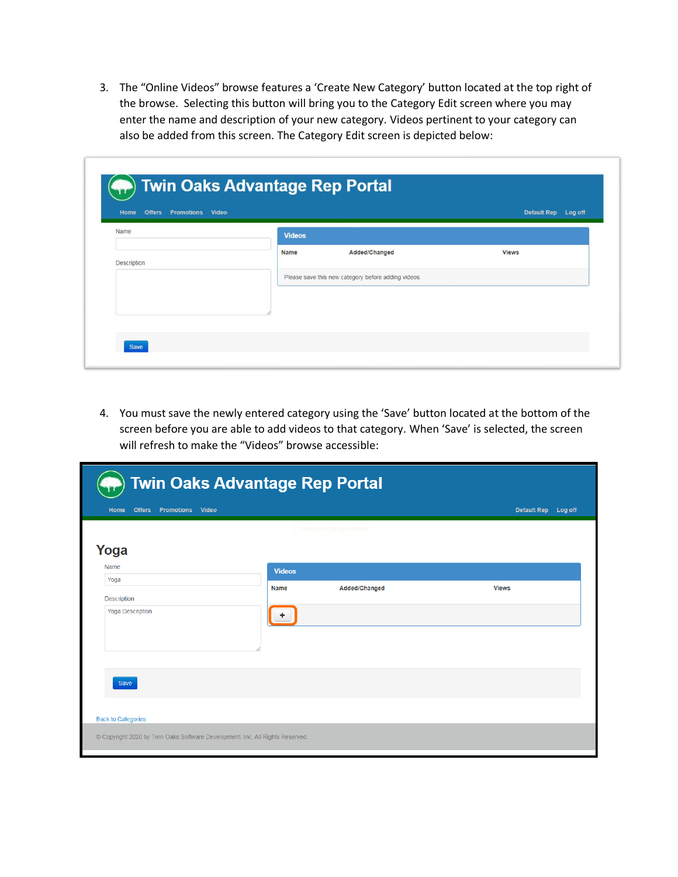3. The "Online Videos" browse features a 'Create New Category' button located at the top right of the browse. Selecting this button will bring you to the Category Edit screen where you may enter the name and description of your new category. Videos pertinent to your category can also be added from this screen. The Category Edit screen is depicted below:

4. You must save the newly entered category using the 'Save' button located at the bottom of the screen before you are able to add videos to that category. When 'Save' is selected, the screen will refresh to make the "Videos" browse accessible: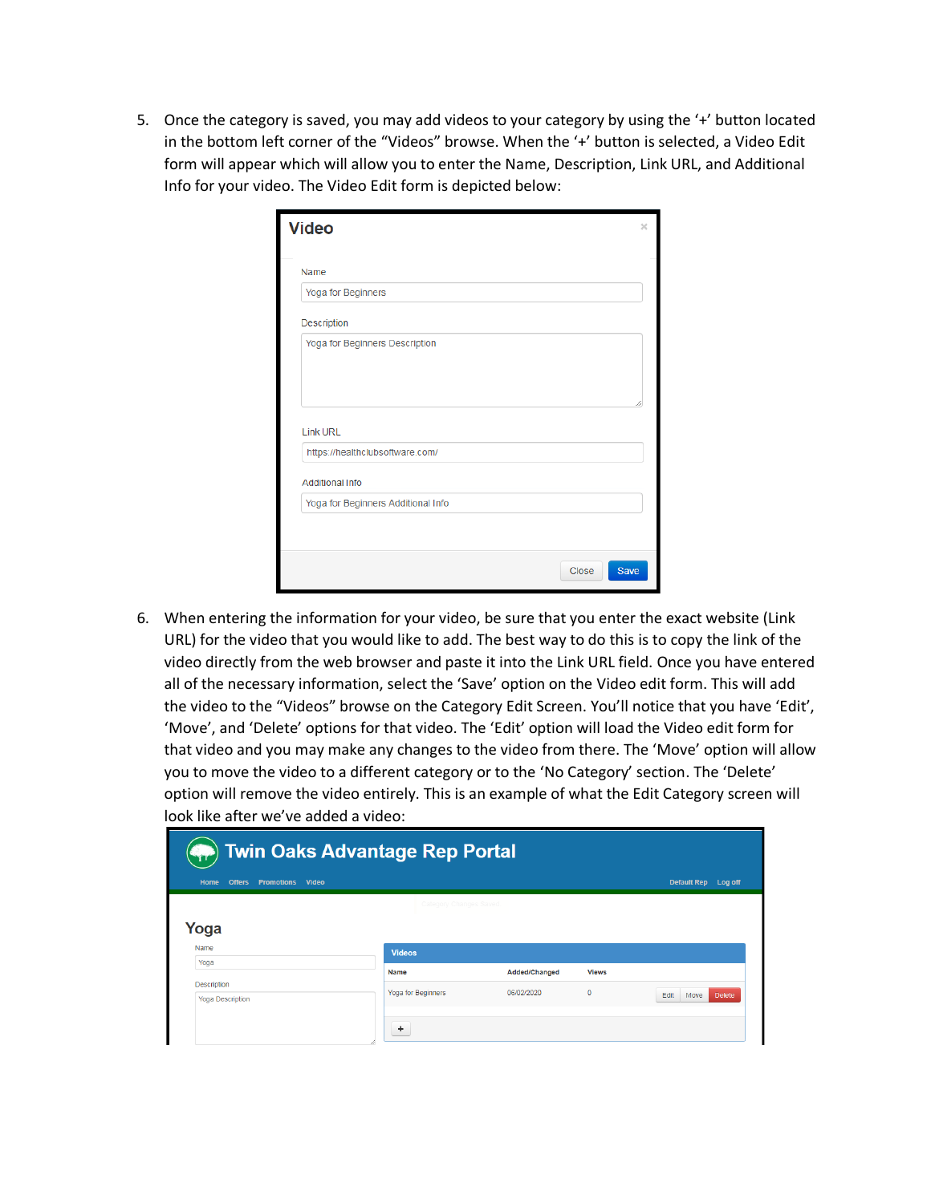5. Once the category is saved, you may add videos to your category by using the '+' button located in the bottom left corner of the "Videos" browse. When the '+' button is selected, a Video Edit form will appear which will allow you to enter the Name, Description, Link URL, and Additional Info for your video. The Video Edit form is depicted below:

6. When entering the information for your video, be sure that you enter the exact website (Link URL) for the video that you would like to add. The best way to do this is to copy the link of the video directly from the web browser and paste it into the Link URL field. Once you have entered all of the necessary information, select the 'Save' option on the Video edit form. This will add the video to the "Videos" browse on the Category Edit Screen. You'll notice that you have 'Edit', 'Move', and 'Delete' options for that video. The 'Edit' option will load the Video edit form for that video and you may make any changes to the video from there. The 'Move' option will allow you to move the video to a different category or to the 'No Category' section. The 'Delete' option will remove the video entirely. This is an example of what the Edit Category screen will look like after we've added a video: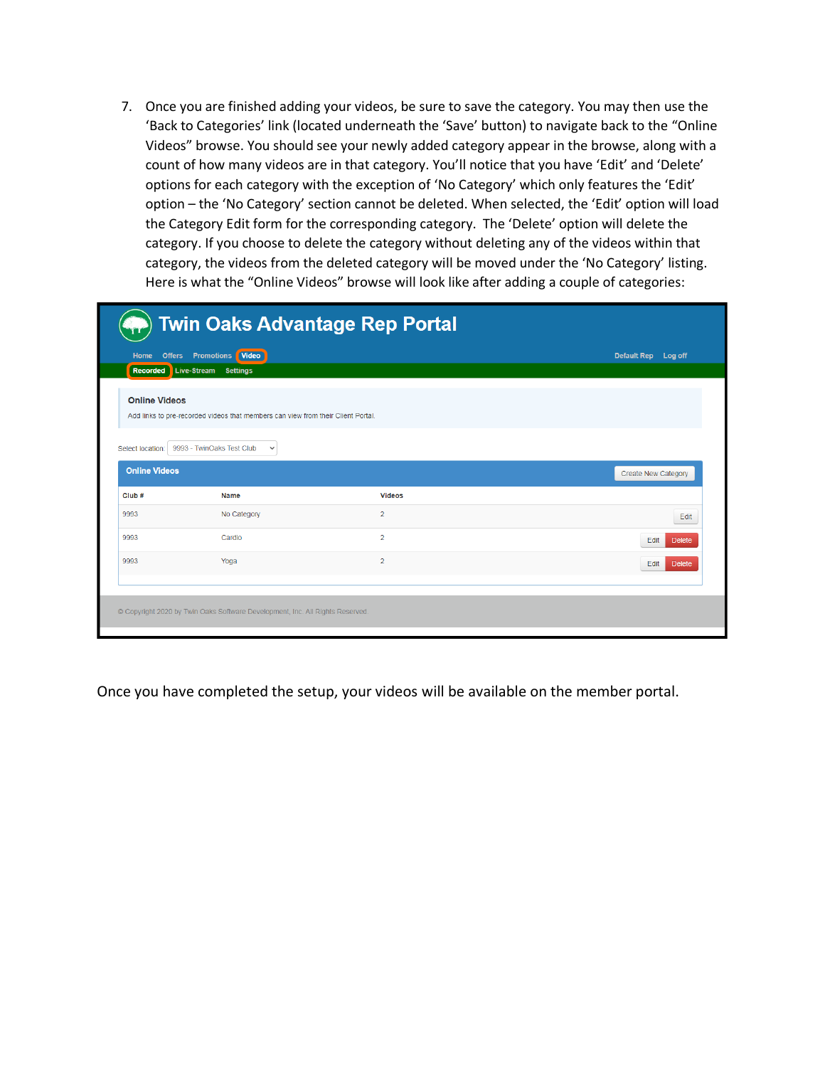7. Once you are finished adding your videos, be sure to save the category. You may then use the 'Back to Categories' link (located underneath the 'Save' button) to navigate back to the "Online Videos" browse. You should see your newly added category appear in the browse, along with a count of how many videos are in that category. You'll notice that you have 'Edit' and 'Delete' options for each category with the exception of 'No Category' which only features the 'Edit' option – the 'No Category' section cannot be deleted. When selected, the 'Edit' option will load the Category Edit form for the corresponding category. The 'Delete' option will delete the category. If you choose to delete the category without deleting any of the videos within that category, the videos from the deleted category will be moved under the 'No Category' listing. Here is what the "Online Videos" browse will look like after adding a couple of categories:

Once you have completed the setup, your videos will be available on the member portal.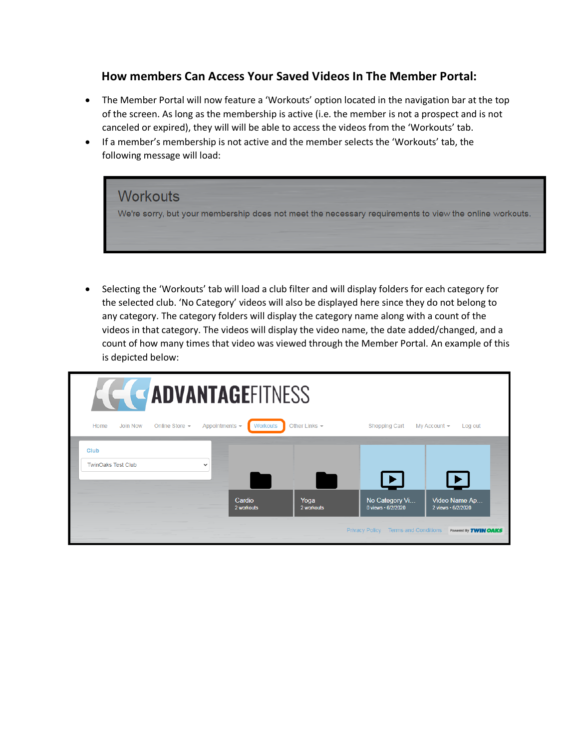### How members Can Access Your Saved Videos In The Member Portal:

- The Member Portal will now feature a 'Workouts' option located in the navigation bar at the top of the screen. As long as the membership is active (i.e. the member is not a prospect and is not canceled or expired), they will will be able to access the videos from the 'Workouts' tab.
- If a member's membership is not active and the member selects the 'Workouts' tab, the following message will load:

Workouts

We're sorry, but your membership does not meet the necessary requirements to view the online workouts.

- Selecting the 'Workouts' tab will load a club filter and will display folders for each category for the selected club. 'No Category' videos will also be displayed here since they do not belong to any category. The category folders will display the category name along with a count of the videos in that category. The videos will display the video name, the date added/changed, and a count of how many times that video was viewed through the Member Portal. An example of this is depicted below: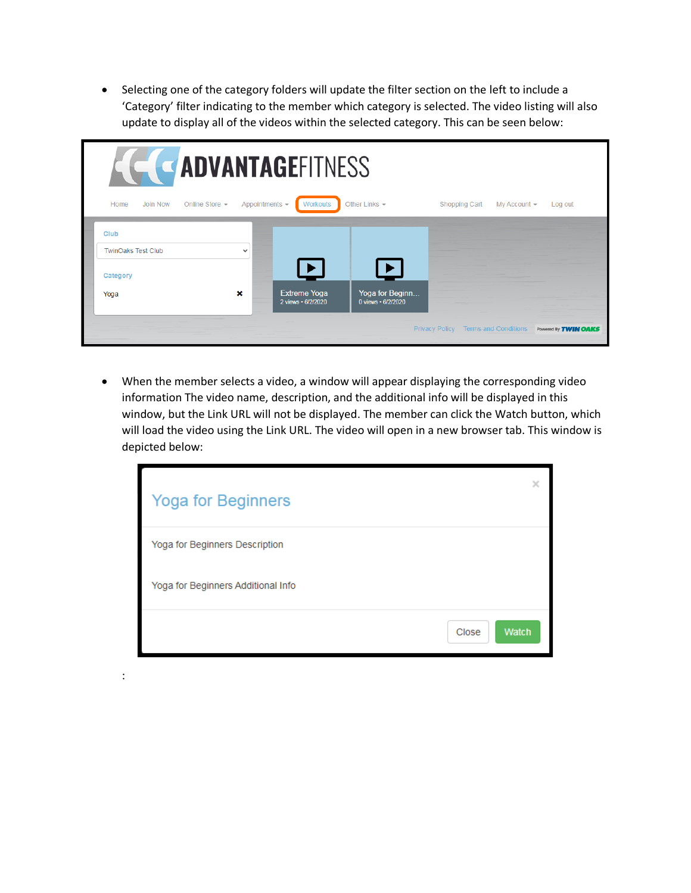- Selecting one of the category folders will update the filter section on the left to include a 'Category' filter indicating to the member which category is selected. The video listing will also update to display all of the videos within the selected category. This can be seen below:

- When the member selects a video, a window will appear displaying the corresponding video information The video name, description, and the additional info will be displayed in this window, but the Link URL will not be displayed. The member can click the Watch button, which will load the video using the Link URL. The video will open in a new browser tab. This window is depicted below:

: